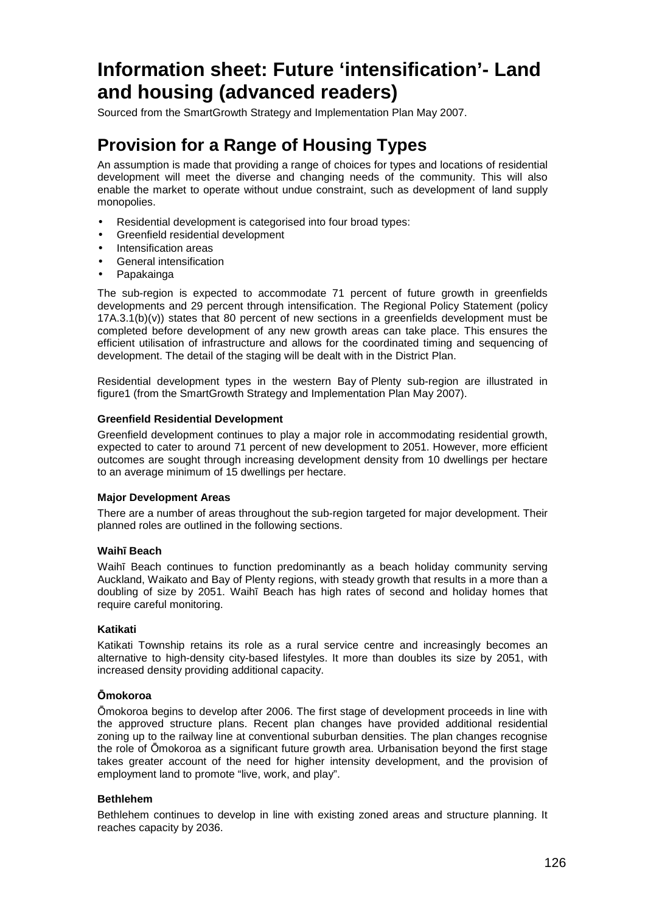# Information sheet: Future 'intensification'- Land and housing (advanced readers)

Sourced from the SmartGrowth Strategy and Implementation Plan May 2007.

# Provision for a Range of Housing Types

An assumption is made that providing a range of choices for types and locations of residential development will meet the diverse and changing needs of the community. This will also enable the market to operate without undue constraint, such as development of land supply monopolies.

- Residential development is categorised into four broad types:
- Greenfield residential development
- Intensification areas
- General intensification
- Papakainga

The sub-region is expected to accommodate 71 percent of future growth in greenfields developments and 29 percent through intensification. The Regional Policy Statement (policy 17A.3.1(b)(v)) states that 80 percent of new sections in a greenfields development must be completed before development of any new growth areas can take place. This ensures the efficient utilisation of infrastructure and allows for the coordinated timing and sequencing of development. The detail of the staging will be dealt with in the District Plan.

Residential development types in the western Bay of Plenty sub-region are illustrated in figure1 (from the SmartGrowth Strategy and Implementation Plan May 2007).

**Greenfield Residential Development**

Greenfield development continues to play a major role in accommodating residential growth, expected to cater to around 71 percent of new development to 2051. However, more efficient outcomes are sought through increasing development density from 10 dwellings per hectare to an average minimum of 15 dwellings per hectare.

**Major Development Areas**

There are a number of areas throughout the sub-region targeted for major development. Their planned roles are outlined in the following sections.

**Waihī Beach**

Waihī Beach continues to function predominantly as a beach holiday community serving Auckland, Waikato and Bay of Plenty regions, with steady growth that results in a more than a doubling of size by 2051. Waihī Beach has high rates of second and holiday homes that require careful monitoring.

**Katikati**

Katikati Township retains its role as a rural service centre and increasingly becomes an alternative to high-density city-based lifestyles. It more than doubles its size by 2051, with increased density providing additional capacity.

**Ōmokoroa**

Ōmokoroa begins to develop after 2006. The first stage of development proceeds in line with the approved structure plans. Recent plan changes have provided additional residential zoning up to the railway line at conventional suburban densities. The plan changes recognise the role of Ōmokoroa as a significant future growth area. Urbanisation beyond the first stage takes greater account of the need for higher intensity development, and the provision of employment land to promote "live, work, and play".

**Bethlehem**

Bethlehem continues to develop in line with existing zoned areas and structure planning. It reaches capacity by 2036.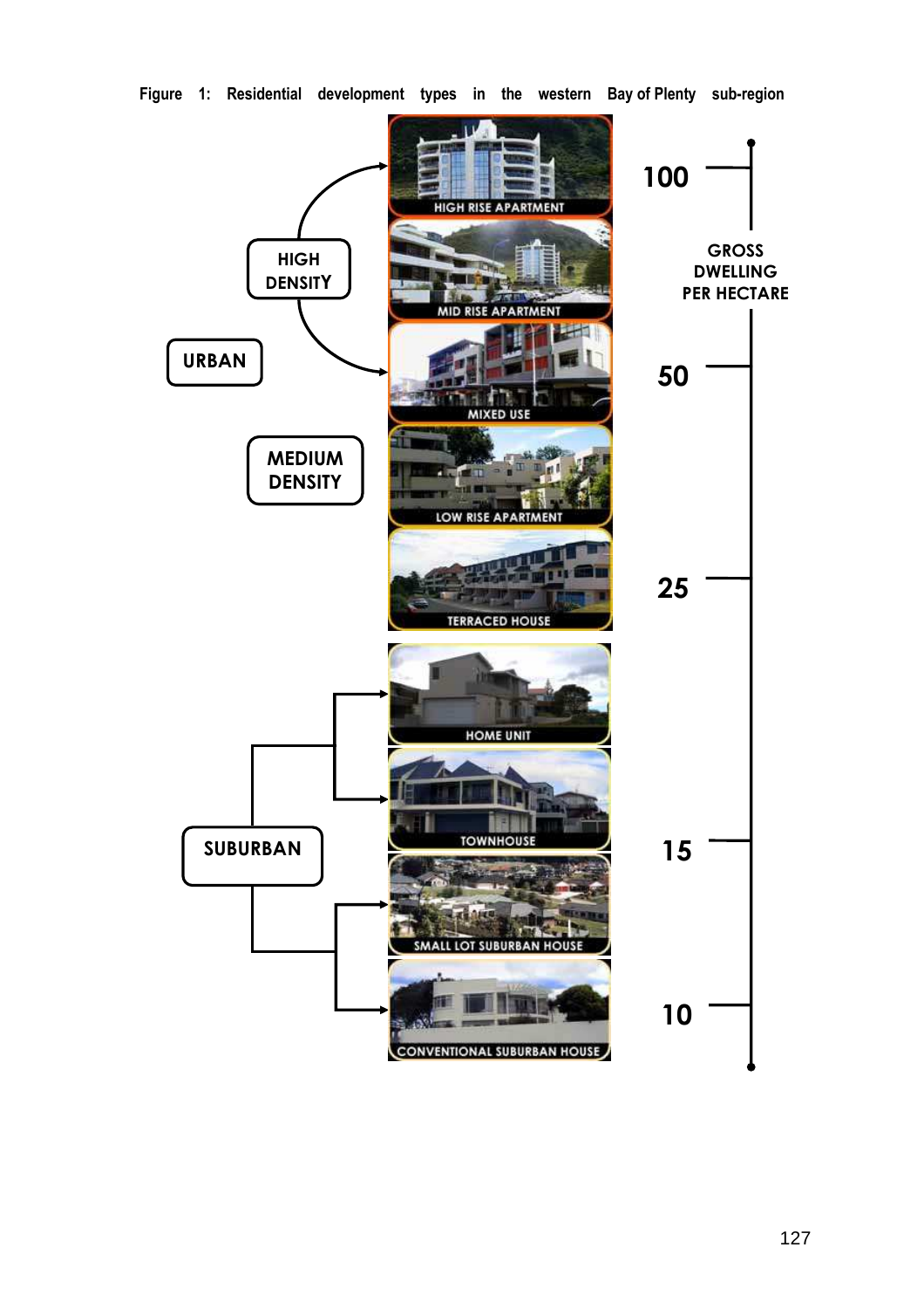Figure 1: Residential development types in the western Bay of Plenty sub-region

URBAN

HIGH DENSITY

- HIGH RISE APARTMENT
- MID RISE APARTMENT
- MIXED USE

MEDIUM DENSITY

- LOW RISE APARTMENT
- TERRACED HOUSE

SUBURBAN

- HOME UNIT
- TOWNHOUSE
- SMALL LOT SUBURBAN HOUSE
- CONVENTIONAL SUBURBAN HOUSE

GROSS DWELLING PER HECTARE

100

50

25

15

10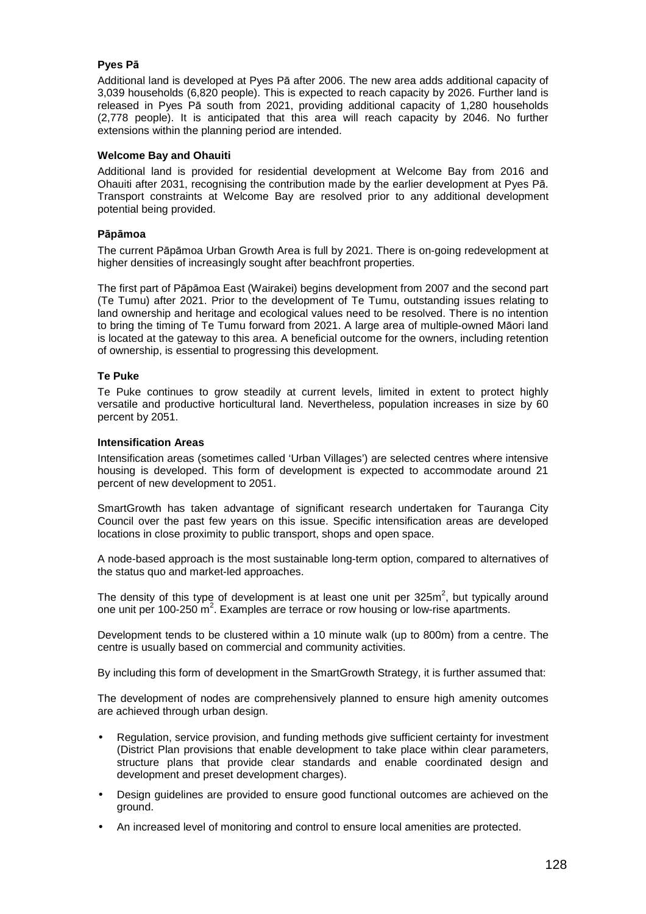**Pyes Pā**

Additional land is developed at Pyes Pā after 2006. The new area adds additional capacity of 3,039 households (6,820 people). This is expected to reach capacity by 2026. Further land is released in Pyes Pā south from 2021, providing additional capacity of 1,280 households (2,778 people). It is anticipated that this area will reach capacity by 2046. No further extensions within the planning period are intended.

**Welcome Bay and Ohauiti**

Additional land is provided for residential development at Welcome Bay from 2016 and Ohauiti after 2031, recognising the contribution made by the earlier development at Pyes Pā. Transport constraints at Welcome Bay are resolved prior to any additional development potential being provided.

**Pāpāmoa**

The current Pāpāmoa Urban Growth Area is full by 2021. There is on-going redevelopment at higher densities of increasingly sought after beachfront properties.

The first part of Pāpāmoa East (Wairakei) begins development from 2007 and the second part (Te Tumu) after 2021. Prior to the development of Te Tumu, outstanding issues relating to land ownership and heritage and ecological values need to be resolved. There is no intention to bring the timing of Te Tumu forward from 2021. A large area of multiple-owned Māori land is located at the gateway to this area. A beneficial outcome for the owners, including retention of ownership, is essential to progressing this development.

**Te Puke**

Te Puke continues to grow steadily at current levels, limited in extent to protect highly versatile and productive horticultural land. Nevertheless, population increases in size by 60 percent by 2051.

**Intensification Areas**

Intensification areas (sometimes called 'Urban Villages') are selected centres where intensive housing is developed. This form of development is expected to accommodate around 21 percent of new development to 2051.

SmartGrowth has taken advantage of significant research undertaken for Tauranga City Council over the past few years on this issue. Specific intensification areas are developed locations in close proximity to public transport, shops and open space.

A node-based approach is the most sustainable long-term option, compared to alternatives of the status quo and market-led approaches.

The density of this type of development is at least one unit per 325m$^2$, but typically around one unit per 100-250 m$^2$. Examples are terrace or row housing or low-rise apartments.

Development tends to be clustered within a 10 minute walk (up to 800m) from a centre. The centre is usually based on commercial and community activities.

By including this form of development in the SmartGrowth Strategy, it is further assumed that:

The development of nodes are comprehensively planned to ensure high amenity outcomes are achieved through urban design.

- Regulation, service provision, and funding methods give sufficient certainty for investment (District Plan provisions that enable development to take place within clear parameters, structure plans that provide clear standards and enable coordinated design and development and preset development charges).
- Design guidelines are provided to ensure good functional outcomes are achieved on the ground.
- An increased level of monitoring and control to ensure local amenities are protected.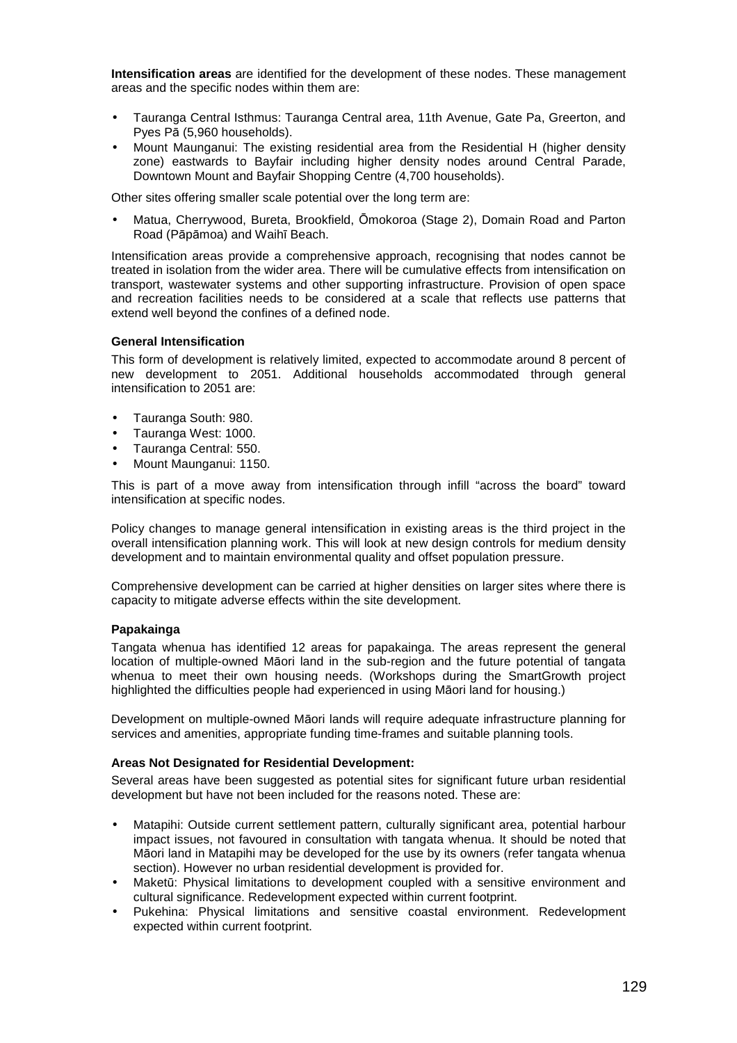**Intensification areas** are identified for the development of these nodes. These management areas and the specific nodes within them are:

- Tauranga Central Isthmus: Tauranga Central area, 11th Avenue, Gate Pa, Greerton, and Pyes Pā (5,960 households).
- Mount Maunganui: The existing residential area from the Residential H (higher density zone) eastwards to Bayfair including higher density nodes around Central Parade, Downtown Mount and Bayfair Shopping Centre (4,700 households).

Other sites offering smaller scale potential over the long term are:

- Matua, Cherrywood, Bureta, Brookfield, Ōmokoroa (Stage 2), Domain Road and Parton Road (Pāpāmoa) and Waihī Beach.

Intensification areas provide a comprehensive approach, recognising that nodes cannot be treated in isolation from the wider area. There will be cumulative effects from intensification on transport, wastewater systems and other supporting infrastructure. Provision of open space and recreation facilities needs to be considered at a scale that reflects use patterns that extend well beyond the confines of a defined node.

**General Intensification**

This form of development is relatively limited, expected to accommodate around 8 percent of new development to 2051. Additional households accommodated through general intensification to 2051 are:

- Tauranga South: 980.
- Tauranga West: 1000.
- Tauranga Central: 550.
- Mount Maunganui: 1150.

This is part of a move away from intensification through infill "across the board" toward intensification at specific nodes.

Policy changes to manage general intensification in existing areas is the third project in the overall intensification planning work. This will look at new design controls for medium density development and to maintain environmental quality and offset population pressure.

Comprehensive development can be carried at higher densities on larger sites where there is capacity to mitigate adverse effects within the site development.

**Papakainga**

Tangata whenua has identified 12 areas for papakainga. The areas represent the general location of multiple-owned Māori land in the sub-region and the future potential of tangata whenua to meet their own housing needs. (Workshops during the SmartGrowth project highlighted the difficulties people had experienced in using Māori land for housing.)

Development on multiple-owned Māori lands will require adequate infrastructure planning for services and amenities, appropriate funding time-frames and suitable planning tools.

**Areas Not Designated for Residential Development:**

Several areas have been suggested as potential sites for significant future urban residential development but have not been included for the reasons noted. These are:

- Matapihi: Outside current settlement pattern, culturally significant area, potential harbour impact issues, not favoured in consultation with tangata whenua. It should be noted that Māori land in Matapihi may be developed for the use by its owners (refer tangata whenua section). However no urban residential development is provided for.
- Maketū: Physical limitations to development coupled with a sensitive environment and cultural significance. Redevelopment expected within current footprint.
- Pukehina: Physical limitations and sensitive coastal environment. Redevelopment expected within current footprint.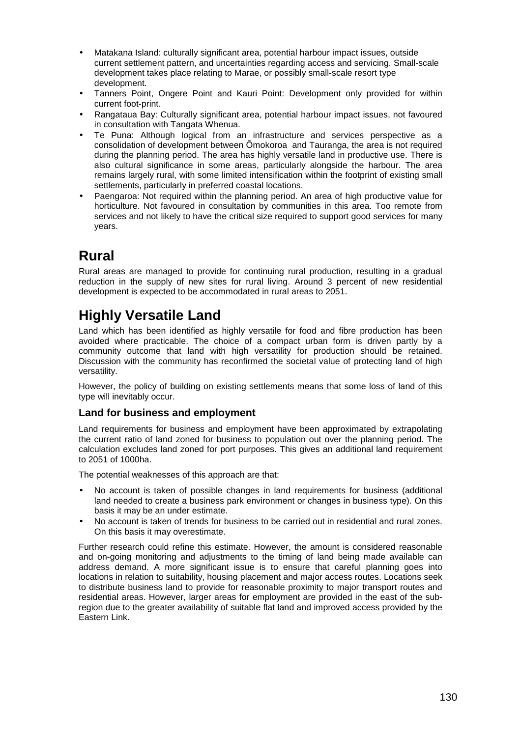- Matakana Island: culturally significant area, potential harbour impact issues, outside current settlement pattern, and uncertainties regarding access and servicing. Small-scale development takes place relating to Marae, or possibly small-scale resort type development.
- Tanners Point, Ongere Point and Kauri Point: Development only provided for within current foot-print.
- Rangataua Bay: Culturally significant area, potential harbour impact issues, not favoured in consultation with Tangata Whenua.
- Te Puna: Although logical from an infrastructure and services perspective as a consolidation of development between Ōmokoroa and Tauranga, the area is not required during the planning period. The area has highly versatile land in productive use. There is also cultural significance in some areas, particularly alongside the harbour. The area remains largely rural, with some limited intensification within the footprint of existing small settlements, particularly in preferred coastal locations.
- Paengaroa: Not required within the planning period. An area of high productive value for horticulture. Not favoured in consultation by communities in this area. Too remote from services and not likely to have the critical size required to support good services for many years.

## Rural

Rural areas are managed to provide for continuing rural production, resulting in a gradual reduction in the supply of new sites for rural living. Around 3 percent of new residential development is expected to be accommodated in rural areas to 2051.

## Highly Versatile Land

Land which has been identified as highly versatile for food and fibre production has been avoided where practicable. The choice of a compact urban form is driven partly by a community outcome that land with high versatility for production should be retained. Discussion with the community has reconfirmed the societal value of protecting land of high versatility.

However, the policy of building on existing settlements means that some loss of land of this type will inevitably occur.

### Land for business and employment

Land requirements for business and employment have been approximated by extrapolating the current ratio of land zoned for business to population out over the planning period. The calculation excludes land zoned for port purposes. This gives an additional land requirement to 2051 of 1000ha.

The potential weaknesses of this approach are that:

- No account is taken of possible changes in land requirements for business (additional land needed to create a business park environment or changes in business type). On this basis it may be an under estimate.
- No account is taken of trends for business to be carried out in residential and rural zones. On this basis it may overestimate.

Further research could refine this estimate. However, the amount is considered reasonable and on-going monitoring and adjustments to the timing of land being made available can address demand. A more significant issue is to ensure that careful planning goes into locations in relation to suitability, housing placement and major access routes. Locations seek to distribute business land to provide for reasonable proximity to major transport routes and residential areas. However, larger areas for employment are provided in the east of the sub-region due to the greater availability of suitable flat land and improved access provided by the Eastern Link.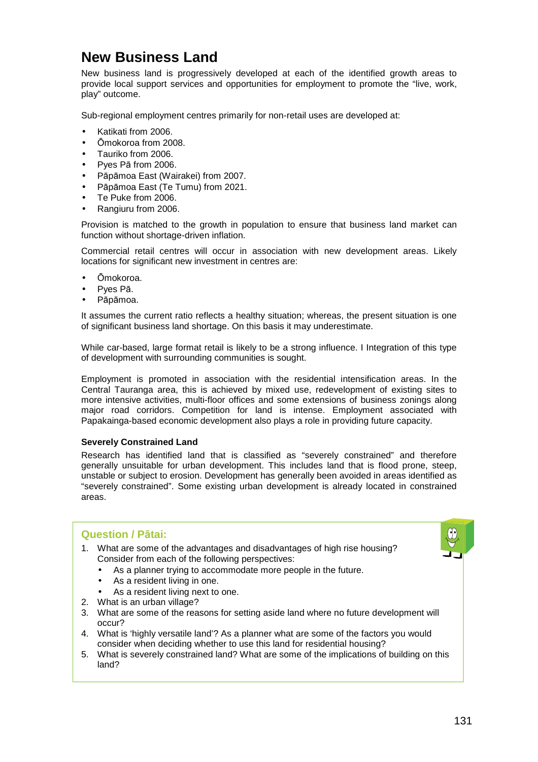# New Business Land

New business land is progressively developed at each of the identified growth areas to provide local support services and opportunities for employment to promote the "live, work, play" outcome.

Sub-regional employment centres primarily for non-retail uses are developed at:

- Katikati from 2006.
- Ōmokoroa from 2008.
- Tauriko from 2006.
- Pyes Pā from 2006.
- Pāpāmoa East (Wairakei) from 2007.
- Pāpāmoa East (Te Tumu) from 2021.
- Te Puke from 2006.
- Rangiuru from 2006.

Provision is matched to the growth in population to ensure that business land market can function without shortage-driven inflation.

Commercial retail centres will occur in association with new development areas. Likely locations for significant new investment in centres are:

- Ōmokoroa.
- Pyes Pā.
- Pāpāmoa.

It assumes the current ratio reflects a healthy situation; whereas, the present situation is one of significant business land shortage. On this basis it may underestimate.

While car-based, large format retail is likely to be a strong influence. I Integration of this type of development with surrounding communities is sought.

Employment is promoted in association with the residential intensification areas. In the Central Tauranga area, this is achieved by mixed use, redevelopment of existing sites to more intensive activities, multi-floor offices and some extensions of business zonings along major road corridors. Competition for land is intense. Employment associated with Papakainga-based economic development also plays a role in providing future capacity.

### Severely Constrained Land

Research has identified land that is classified as "severely constrained" and therefore generally unsuitable for urban development. This includes land that is flood prone, steep, unstable or subject to erosion. Development has generally been avoided in areas identified as "severely constrained". Some existing urban development is already located in constrained areas.

### Question / Pātai:

1. What are some of the advantages and disadvantages of high rise housing? Consider from each of the following perspectives:
   - As a planner trying to accommodate more people in the future.
   - As a resident living in one.
   - As a resident living next to one.
2. What is an urban village?
3. What are some of the reasons for setting aside land where no future development will occur?
4. What is 'highly versatile land'? As a planner what are some of the factors you would consider when deciding whether to use this land for residential housing?
5. What is severely constrained land? What are some of the implications of building on this land?